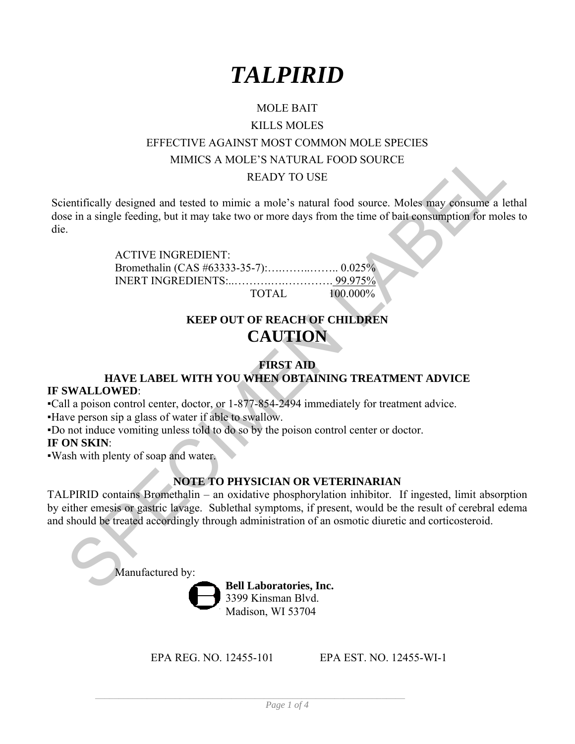# *TALPIRID*

MOLE BAIT

KILLS MOLES

EFFECTIVE AGAINST MOST COMMON MOLE SPECIES

MIMICS A MOLE'S NATURAL FOOD SOURCE

READY TO USE

Scientifically designed and tested to mimic a mole's natural food source. Moles may consume a lethal dose in a single feeding, but it may take two or more days from the time of bait consumption for moles to die.

ACTIVE INGREDIENT:
Bromethalin (CAS #63333-35-7):…..……..…….. 0.025%
INERT INGREDIENTS:..……….….………… 99.975%
TOTAL 100.000%

**KEEP OUT OF REACH OF CHILDREN**

## CAUTION

### FIRST AID

### HAVE LABEL WITH YOU WHEN OBTAINING TREATMENT ADVICE

**IF SWALLOWED**:

▪Call a poison control center, doctor, or 1-877-854-2494 immediately for treatment advice.
▪Have person sip a glass of water if able to swallow.
▪Do not induce vomiting unless told to do so by the poison control center or doctor.

**IF ON SKIN**:

▪Wash with plenty of soap and water.

### NOTE TO PHYSICIAN OR VETERINARIAN

TALPIRID contains Bromethalin – an oxidative phosphorylation inhibitor. If ingested, limit absorption by either emesis or gastric lavage. Sublethal symptoms, if present, would be the result of cerebral edema and should be treated accordingly through administration of an osmotic diuretic and corticosteroid.

Manufactured by:

**Bell Laboratories, Inc.**
3399 Kinsman Blvd.
Madison, WI 53704

EPA REG. NO. 12455-101 EPA EST. NO. 12455-WI-1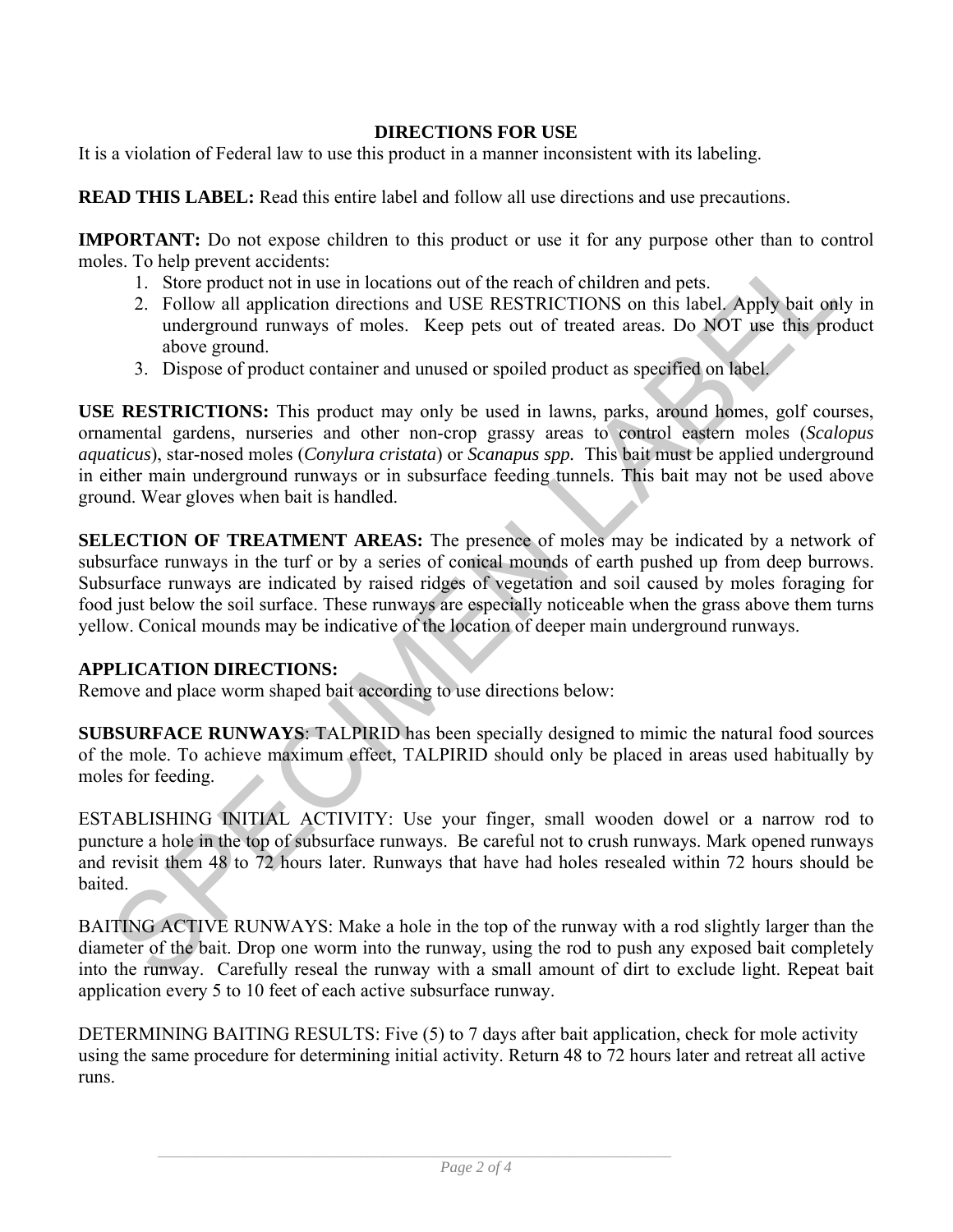## DIRECTIONS FOR USE

It is a violation of Federal law to use this product in a manner inconsistent with its labeling.

**READ THIS LABEL:** Read this entire label and follow all use directions and use precautions.

**IMPORTANT:** Do not expose children to this product or use it for any purpose other than to control moles. To help prevent accidents:

1. Store product not in use in locations out of the reach of children and pets.
2. Follow all application directions and USE RESTRICTIONS on this label. Apply bait only in underground runways of moles. Keep pets out of treated areas. Do NOT use this product above ground.
3. Dispose of product container and unused or spoiled product as specified on label.

**USE RESTRICTIONS:** This product may only be used in lawns, parks, around homes, golf courses, ornamental gardens, nurseries and other non-crop grassy areas to control eastern moles (*Scalopus aquaticus*), star-nosed moles (*Conylura cristata*) or *Scanapus spp.* This bait must be applied underground in either main underground runways or in subsurface feeding tunnels. This bait may not be used above ground. Wear gloves when bait is handled.

**SELECTION OF TREATMENT AREAS:** The presence of moles may be indicated by a network of subsurface runways in the turf or by a series of conical mounds of earth pushed up from deep burrows. Subsurface runways are indicated by raised ridges of vegetation and soil caused by moles foraging for food just below the soil surface. These runways are especially noticeable when the grass above them turns yellow. Conical mounds may be indicative of the location of deeper main underground runways.

**APPLICATION DIRECTIONS:**

Remove and place worm shaped bait according to use directions below:

**SUBSURFACE RUNWAYS**: TALPIRID has been specially designed to mimic the natural food sources of the mole. To achieve maximum effect, TALPIRID should only be placed in areas used habitually by moles for feeding.

ESTABLISHING INITIAL ACTIVITY: Use your finger, small wooden dowel or a narrow rod to puncture a hole in the top of subsurface runways. Be careful not to crush runways. Mark opened runways and revisit them 48 to 72 hours later. Runways that have had holes resealed within 72 hours should be baited.

BAITING ACTIVE RUNWAYS: Make a hole in the top of the runway with a rod slightly larger than the diameter of the bait. Drop one worm into the runway, using the rod to push any exposed bait completely into the runway. Carefully reseal the runway with a small amount of dirt to exclude light. Repeat bait application every 5 to 10 feet of each active subsurface runway.

DETERMINING BAITING RESULTS: Five (5) to 7 days after bait application, check for mole activity using the same procedure for determining initial activity. Return 48 to 72 hours later and retreat all active runs.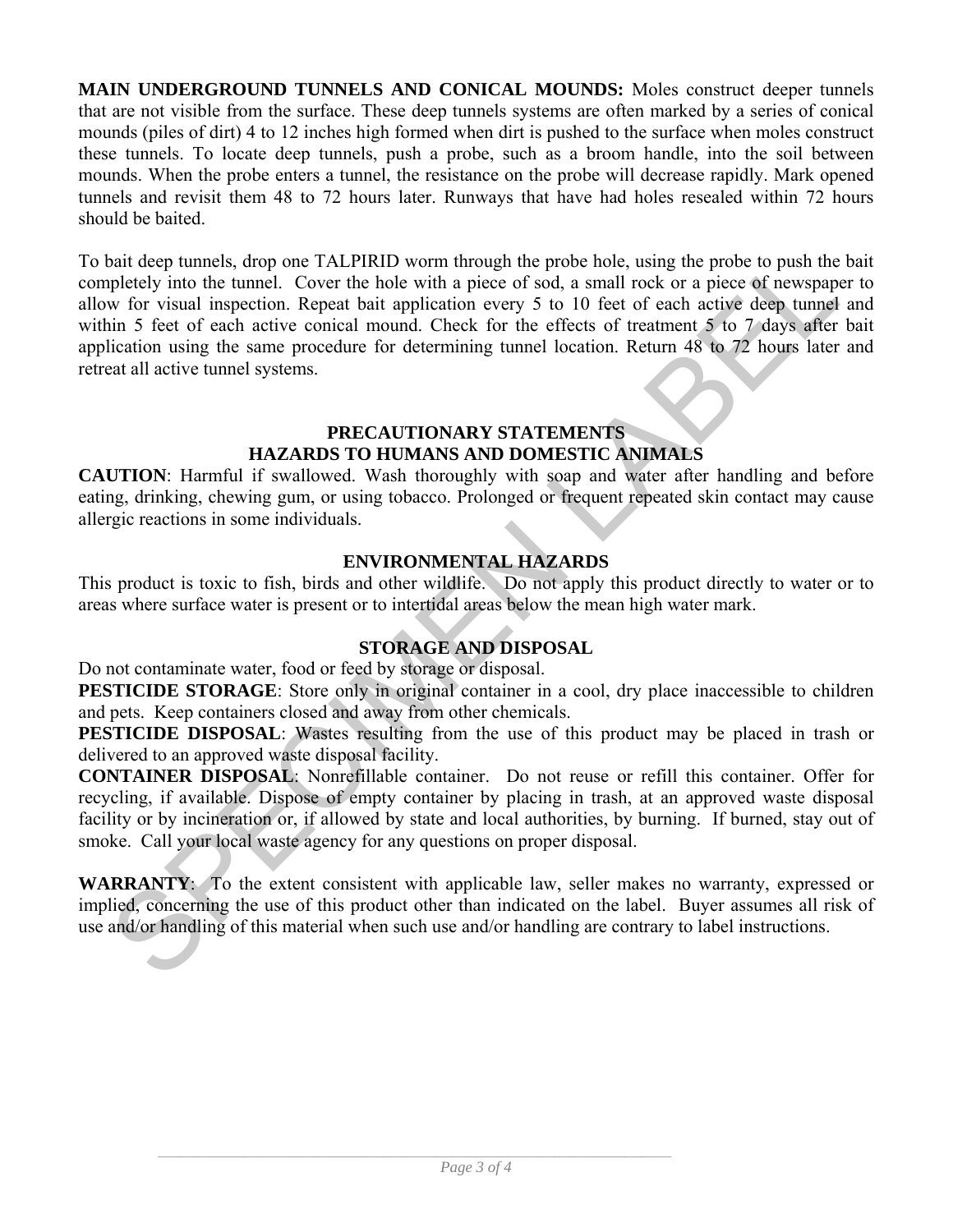**MAIN UNDERGROUND TUNNELS AND CONICAL MOUNDS:** Moles construct deeper tunnels that are not visible from the surface. These deep tunnels systems are often marked by a series of conical mounds (piles of dirt) 4 to 12 inches high formed when dirt is pushed to the surface when moles construct these tunnels. To locate deep tunnels, push a probe, such as a broom handle, into the soil between mounds. When the probe enters a tunnel, the resistance on the probe will decrease rapidly. Mark opened tunnels and revisit them 48 to 72 hours later. Runways that have had holes resealed within 72 hours should be baited.

To bait deep tunnels, drop one TALPIRID worm through the probe hole, using the probe to push the bait completely into the tunnel. Cover the hole with a piece of sod, a small rock or a piece of newspaper to allow for visual inspection. Repeat bait application every 5 to 10 feet of each active deep tunnel and within 5 feet of each active conical mound. Check for the effects of treatment 5 to 7 days after bait application using the same procedure for determining tunnel location. Return 48 to 72 hours later and retreat all active tunnel systems.

## PRECAUTIONARY STATEMENTS
## HAZARDS TO HUMANS AND DOMESTIC ANIMALS

**CAUTION**: Harmful if swallowed. Wash thoroughly with soap and water after handling and before eating, drinking, chewing gum, or using tobacco. Prolonged or frequent repeated skin contact may cause allergic reactions in some individuals.

## ENVIRONMENTAL HAZARDS

This product is toxic to fish, birds and other wildlife. Do not apply this product directly to water or to areas where surface water is present or to intertidal areas below the mean high water mark.

## STORAGE AND DISPOSAL

Do not contaminate water, food or feed by storage or disposal.

**PESTICIDE STORAGE**: Store only in original container in a cool, dry place inaccessible to children and pets. Keep containers closed and away from other chemicals.

**PESTICIDE DISPOSAL**: Wastes resulting from the use of this product may be placed in trash or delivered to an approved waste disposal facility.

**CONTAINER DISPOSAL**: Nonrefillable container. Do not reuse or refill this container. Offer for recycling, if available. Dispose of empty container by placing in trash, at an approved waste disposal facility or by incineration or, if allowed by state and local authorities, by burning. If burned, stay out of smoke. Call your local waste agency for any questions on proper disposal.

**WARRANTY**: To the extent consistent with applicable law, seller makes no warranty, expressed or implied, concerning the use of this product other than indicated on the label. Buyer assumes all risk of use and/or handling of this material when such use and/or handling are contrary to label instructions.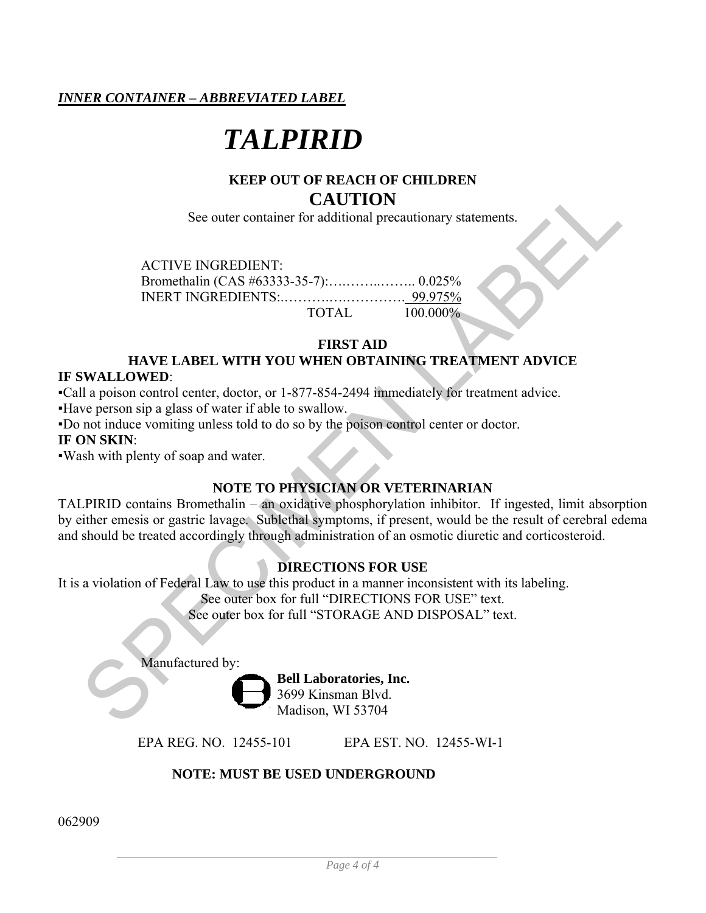***INNER CONTAINER – ABBREVIATED LABEL***

# *TALPIRID*

**KEEP OUT OF REACH OF CHILDREN**

## CAUTION

See outer container for additional precautionary statements.

ACTIVE INGREDIENT:
Bromethalin (CAS #63333-35-7):…….…..…….. 0.025%
INERT INGREDIENTS:.………..….………… 99.975%
TOTAL 100.000%

### FIRST AID

### HAVE LABEL WITH YOU WHEN OBTAINING TREATMENT ADVICE

**IF SWALLOWED**:

▪Call a poison control center, doctor, or 1-877-854-2494 immediately for treatment advice.
▪Have person sip a glass of water if able to swallow.
▪Do not induce vomiting unless told to do so by the poison control center or doctor.

**IF ON SKIN**:

▪Wash with plenty of soap and water.

### NOTE TO PHYSICIAN OR VETERINARIAN

TALPIRID contains Bromethalin – an oxidative phosphorylation inhibitor. If ingested, limit absorption by either emesis or gastric lavage. Sublethal symptoms, if present, would be the result of cerebral edema and should be treated accordingly through administration of an osmotic diuretic and corticosteroid.

### DIRECTIONS FOR USE

It is a violation of Federal Law to use this product in a manner inconsistent with its labeling.
See outer box for full "DIRECTIONS FOR USE" text.
See outer box for full "STORAGE AND DISPOSAL" text.

Manufactured by:
**Bell Laboratories, Inc.**
3699 Kinsman Blvd.
Madison, WI 53704

EPA REG. NO. 12455-101 EPA EST. NO. 12455-WI-1

**NOTE: MUST BE USED UNDERGROUND**

062909

SPECIMEN LABEL